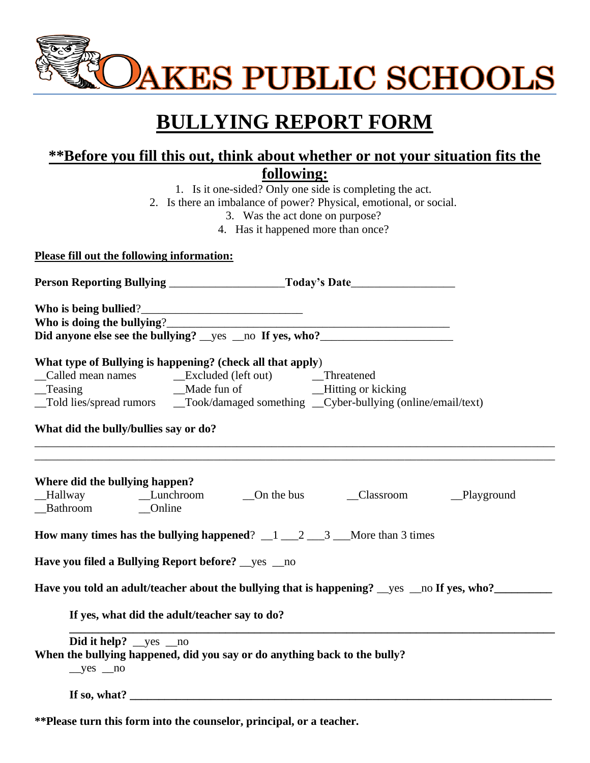# OAKES PUBLIC SCHOOLS

# BULLYING REPORT FORM

## **Before you fill this out, think about whether or not your situation fits the following:

1. Is it one-sided? Only one side is completing the act.
2. Is there an imbalance of power? Physical, emotional, or social.
3. Was the act done on purpose?
4. Has it happened more than once?

**Please fill out the following information:**

**Person Reporting Bullying** ____________________ **Today's Date** __________________

**Who is being bullied**? ____________________________

**Who is doing the bullying**? ____________________________________________________

**Did anyone else see the bullying?** __yes __no **If yes, who?** _______________________

**What type of Bullying is happening? (check all that apply**)

__Called mean names __Excluded (left out) __Threatened

__Teasing __Made fun of __Hitting or kicking

__Told lies/spread rumors __Took/damaged something __Cyber-bullying (online/email/text)

**What did the bully/bullies say or do?**

_____________________________________________________________________________________

_____________________________________________________________________________________

**Where did the bullying happen?**

__Hallway __Lunchroom __On the bus __Classroom __Playground

__Bathroom __Online

**How many times has the bullying happened**? __1 ___2 ___3 ___More than 3 times

**Have you filed a Bullying Report before?** __yes __no

**Have you told an adult/teacher about the bullying that is happening?** __yes __no **If yes, who?__________**

**If yes, what did the adult/teacher say to do?**

_____________________________________________________________________________________

**Did it help?** __yes __no

**When the bullying happened, did you say or do anything back to the bully?**

__yes __no

**If so, what? ___________________________________________________________________________**

****Please turn this form into the counselor, principal, or a teacher.**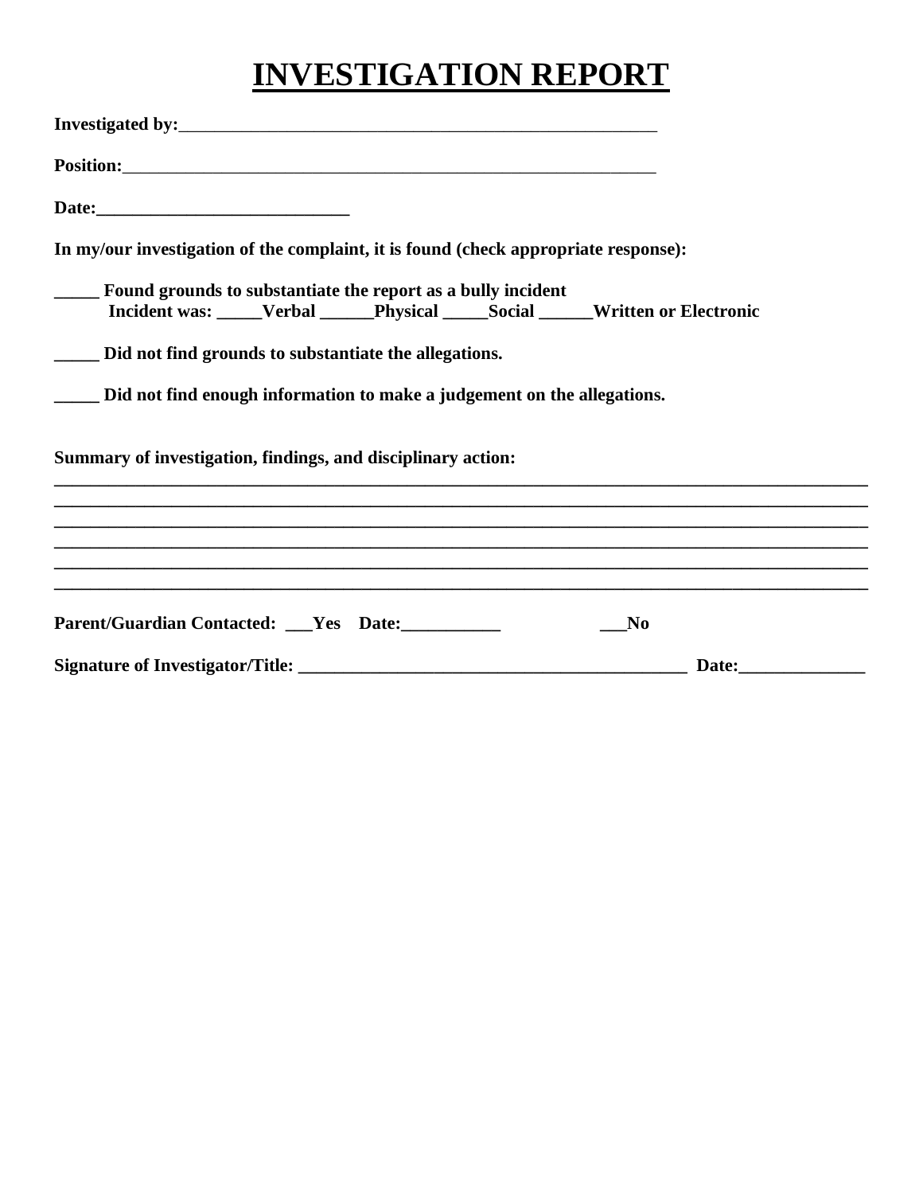# INVESTIGATION REPORT

**Investigated by:**______________________________________________________

**Position:**____________________________________________________________

**Date:**___________________________

**In my/our investigation of the complaint, it is found (check appropriate response):**

**_____ Found grounds to substantiate the report as a bully incident**
**Incident was: _____Verbal ______Physical _____Social ______Written or Electronic**

**_____ Did not find grounds to substantiate the allegations.**

**_____ Did not find enough information to make a judgement on the allegations.**

**Summary of investigation, findings, and disciplinary action:**

_____________________________________________________________________________________________
_____________________________________________________________________________________________
_____________________________________________________________________________________________
_____________________________________________________________________________________________
_____________________________________________________________________________________________
_____________________________________________________________________________________________

**Parent/Guardian Contacted: ___Yes Date:___________ ___No**

**Signature of Investigator/Title: _____________________________________________ Date:______________**